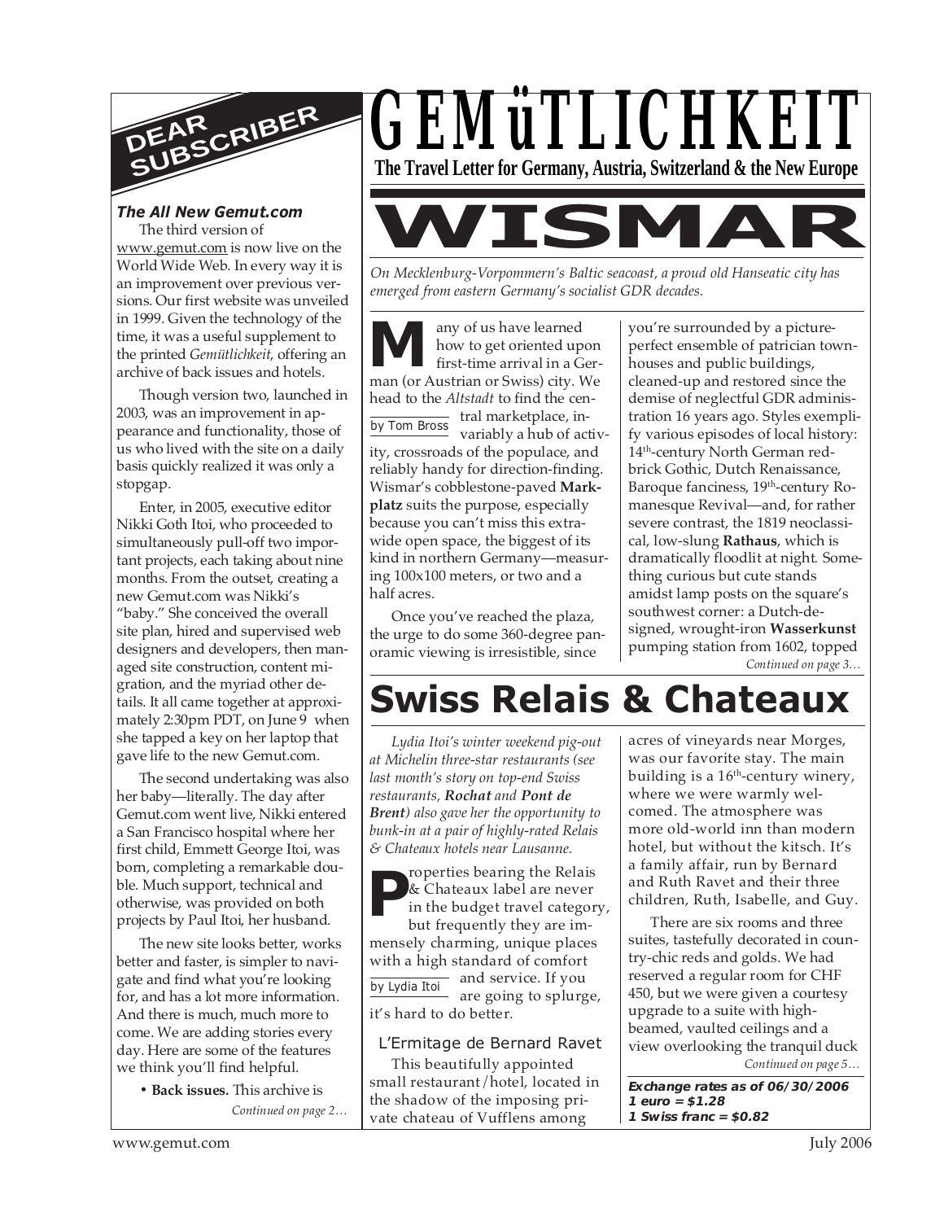# GEMüTLICHKEIT

**The Travel Letter for Germany, Austria, Switzerland & the New Europe**

## DEAR SUBSCRIBER

### *The All New Gemut.com*

The third version of www.gemut.com is now live on the World Wide Web. In every way it is an improvement over previous versions. Our first website was unveiled in 1999. Given the technology of the time, it was a useful supplement to the printed *Gemütlichkeit*, offering an archive of back issues and hotels.

Though version two, launched in 2003, was an improvement in appearance and functionality, those of us who lived with the site on a daily basis quickly realized it was only a stopgap.

Enter, in 2005, executive editor Nikki Goth Itoi, who proceeded to simultaneously pull-off two important projects, each taking about nine months. From the outset, creating a new Gemut.com was Nikki's "baby." She conceived the overall site plan, hired and supervised web designers and developers, then managed site construction, content migration, and the myriad other details. It all came together at approximately 2:30pm PDT, on June 9 when she tapped a key on her laptop that gave life to the new Gemut.com.

The second undertaking was also her baby—literally. The day after Gemut.com went live, Nikki entered a San Francisco hospital where her first child, Emmett George Itoi, was born, completing a remarkable double. Much support, technical and otherwise, was provided on both projects by Paul Itoi, her husband.

The new site looks better, works better and faster, is simpler to navigate and find what you're looking for, and has a lot more information. And there is much, much more to come. We are adding stories every day. Here are some of the features we think you'll find helpful.

- **Back issues.** This archive is

*Continued on page 2…*

# WISMAR

*On Mecklenburg-Vorpommern's Baltic seacoast, a proud old Hanseatic city has emerged from eastern Germany's socialist GDR decades.*

by Tom Bross

Many of us have learned how to get oriented upon first-time arrival in a German (or Austrian or Swiss) city. We head to the *Altstadt* to find the central marketplace, invariably a hub of activity, crossroads of the populace, and reliably handy for direction-finding. Wismar's cobblestone-paved **Markplatz** suits the purpose, especially because you can't miss this extra-wide open space, the biggest of its kind in northern Germany—measuring 100x100 meters, or two and a half acres.

Once you've reached the plaza, the urge to do some 360-degree panoramic viewing is irresistible, since you're surrounded by a picture-perfect ensemble of patrician townhouses and public buildings, cleaned-up and restored since the demise of neglectful GDR administration 16 years ago. Styles exemplify various episodes of local history: 14th-century North German red-brick Gothic, Dutch Renaissance, Baroque fanciness, 19th-century Romanesque Revival—and, for rather severe contrast, the 1819 neoclassical, low-slung **Rathaus**, which is dramatically floodlit at night. Something curious but cute stands amidst lamp posts on the square's southwest corner: a Dutch-designed, wrought-iron **Wasserkunst** pumping station from 1602, topped

*Continued on page 3…*

# Swiss Relais & Chateaux

*Lydia Itoi's winter weekend pig-out at Michelin three-star restaurants (see last month's story on top-end Swiss restaurants,* ***Rochat*** *and* ***Pont de Brent****) also gave her the opportunity to bunk-in at a pair of highly-rated Relais & Chateaux hotels near Lausanne.*

by Lydia Itoi

Properties bearing the Relais & Chateaux label are never in the budget travel category, but frequently they are immensely charming, unique places with a high standard of comfort and service. If you are going to splurge, it's hard to do better.

### L'Ermitage de Bernard Ravet

This beautifully appointed small restaurant/hotel, located in the shadow of the imposing private chateau of Vufflens among acres of vineyards near Morges, was our favorite stay. The main building is a 16th-century winery, where we were warmly welcomed. The atmosphere was more old-world inn than modern hotel, but without the kitsch. It's a family affair, run by Bernard and Ruth Ravet and their three children, Ruth, Isabelle, and Guy.

There are six rooms and three suites, tastefully decorated in country-chic reds and golds. We had reserved a regular room for CHF 450, but we were given a courtesy upgrade to a suite with high-beamed, vaulted ceilings and a view overlooking the tranquil duck

*Continued on page 5…*

***Exchange rates as of 06/30/2006***
***1 euro = $1.28***
***1 Swiss franc = $0.82***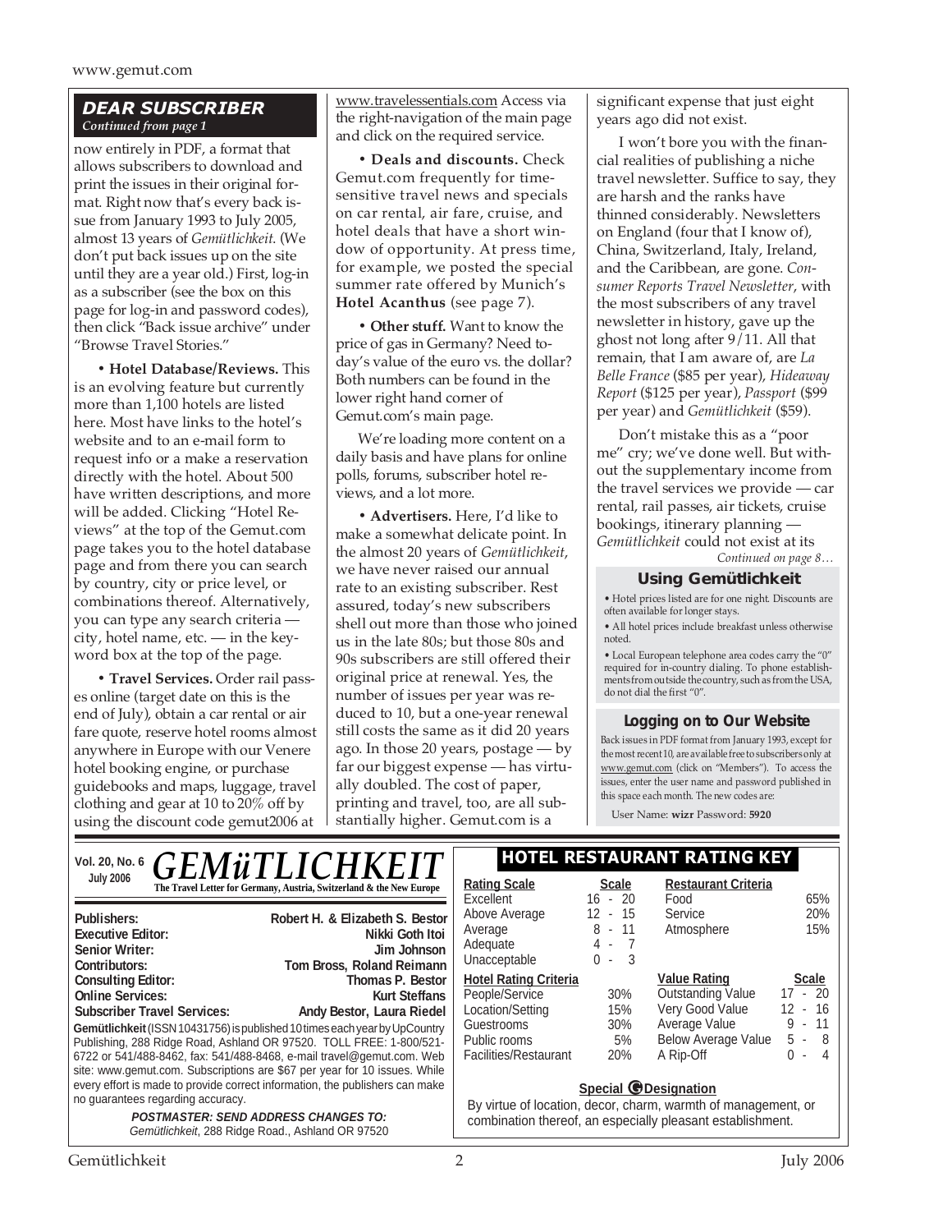## DEAR SUBSCRIBER

*Continued from page 1*

now entirely in PDF, a format that allows subscribers to download and print the issues in their original format. Right now that's every back issue from January 1993 to July 2005, almost 13 years of *Gemütlichkeit*. (We don't put back issues up on the site until they are a year old.) First, log-in as a subscriber (see the box on this page for log-in and password codes), then click "Back issue archive" under "Browse Travel Stories."

• **Hotel Database/Reviews.** This is an evolving feature but currently more than 1,100 hotels are listed here. Most have links to the hotel's website and to an e-mail form to request info or a make a reservation directly with the hotel. About 500 have written descriptions, and more will be added. Clicking "Hotel Reviews" at the top of the Gemut.com page takes you to the hotel database page and from there you can search by country, city or price level, or combinations thereof. Alternatively, you can type any search criteria — city, hotel name, etc. — in the keyword box at the top of the page.

• **Travel Services.** Order rail passes online (target date on this is the end of July), obtain a car rental or air fare quote, reserve hotel rooms almost anywhere in Europe with our Venere hotel booking engine, or purchase guidebooks and maps, luggage, travel clothing and gear at 10 to 20% off by using the discount code gemut2006 at www.travelessentials.com Access via the right-navigation of the main page and click on the required service.

• **Deals and discounts.** Check Gemut.com frequently for time-sensitive travel news and specials on car rental, air fare, cruise, and hotel deals that have a short window of opportunity. At press time, for example, we posted the special summer rate offered by Munich's **Hotel Acanthus** (see page 7).

• **Other stuff.** Want to know the price of gas in Germany? Need today's value of the euro vs. the dollar? Both numbers can be found in the lower right hand corner of Gemut.com's main page.

We're loading more content on a daily basis and have plans for online polls, forums, subscriber hotel reviews, and a lot more.

• **Advertisers.** Here, I'd like to make a somewhat delicate point. In the almost 20 years of *Gemütlichkeit*, we have never raised our annual rate to an existing subscriber. Rest assured, today's new subscribers shell out more than those who joined us in the late 80s; but those 80s and 90s subscribers are still offered their original price at renewal. Yes, the number of issues per year was reduced to 10, but a one-year renewal still costs the same as it did 20 years ago. In those 20 years, postage — by far our biggest expense — has virtually doubled. The cost of paper, printing and travel, too, are all substantially higher. Gemut.com is a significant expense that just eight years ago did not exist.

I won't bore you with the financial realities of publishing a niche travel newsletter. Suffice to say, they are harsh and the ranks have thinned considerably. Newsletters on England (four that I know of), China, Switzerland, Italy, Ireland, and the Caribbean, are gone. *Consumer Reports Travel Newsletter*, with the most subscribers of any travel newsletter in history, gave up the ghost not long after 9/11. All that remain, that I am aware of, are *La Belle France* ($85 per year), *Hideaway Report* ($125 per year), *Passport* ($99 per year) and *Gemütlichkeit* ($59).

Don't mistake this as a "poor me" cry; we've done well. But without the supplementary income from the travel services we provide — car rental, rail passes, air tickets, cruise bookings, itinerary planning — *Gemütlichkeit* could not exist at its

*Continued on page 8…*

### Using Gemütlichkeit

- Hotel prices listed are for one night. Discounts are often available for longer stays.
- All hotel prices include breakfast unless otherwise noted.
- Local European telephone area codes carry the "0" required for in-country dialing. To phone establishments from outside the country, such as from the USA, do not dial the first "0".

### Logging on to Our Website

Back issues in PDF format from January 1993, except for the most recent 10, are available free to subscribers only at www.gemut.com (click on "Members"). To access the issues, enter the user name and password published in this space each month. The new codes are:

User Name: **wizr** Password: **5920**

---

**Vol. 20, No. 6 — July 2006**

# GEMüTLICHKEIT

**The Travel Letter for Germany, Austria, Switzerland & the New Europe**

| | |
|---|---|
| **Publishers:** | **Robert H. & Elizabeth S. Bestor** |
| **Executive Editor:** | **Nikki Goth Itoi** |
| **Senior Writer:** | **Jim Johnson** |
| **Contributors:** | **Tom Bross, Roland Reimann** |
| **Consulting Editor:** | **Thomas P. Bestor** |
| **Online Services:** | **Kurt Steffans** |
| **Subscriber Travel Services:** | **Andy Bestor, Laura Riedel** |

**Gemütlichkeit** (ISSN 10431756) is published 10 times each year by UpCountry Publishing, 288 Ridge Road, Ashland OR 97520. TOLL FREE: 1-800/521-6722 or 541/488-8462, fax: 541/488-8468, e-mail travel@gemut.com. Web site: www.gemut.com. Subscriptions are $67 per year for 10 issues. While every effort is made to provide correct information, the publishers can make no guarantees regarding accuracy.

***POSTMASTER: SEND ADDRESS CHANGES TO:***
*Gemütlichkeit*, 288 Ridge Road., Ashland OR 97520

## HOTEL RESTAURANT RATING KEY

| Rating Scale | Scale |
|---|---|
| Excellent | 16 - 20 |
| Above Average | 12 - 15 |
| Average | 8 - 11 |
| Adequate | 4 - 7 |
| Unacceptable | 0 - 3 |

| Restaurant Criteria | |
|---|---|
| Food | 65% |
| Service | 20% |
| Atmosphere | 15% |

| Hotel Rating Criteria | |
|---|---|
| People/Service | 30% |
| Location/Setting | 15% |
| Guestrooms | 30% |
| Public rooms | 5% |
| Facilities/Restaurant | 20% |

| Value Rating | Scale |
|---|---|
| Outstanding Value | 17 - 20 |
| Very Good Value | 12 - 16 |
| Average Value | 9 - 11 |
| Below Average Value | 5 - 8 |
| A Rip-Off | 0 - 4 |

**Special G Designation**

By virtue of location, decor, charm, warmth of management, or combination thereof, an especially pleasant establishment.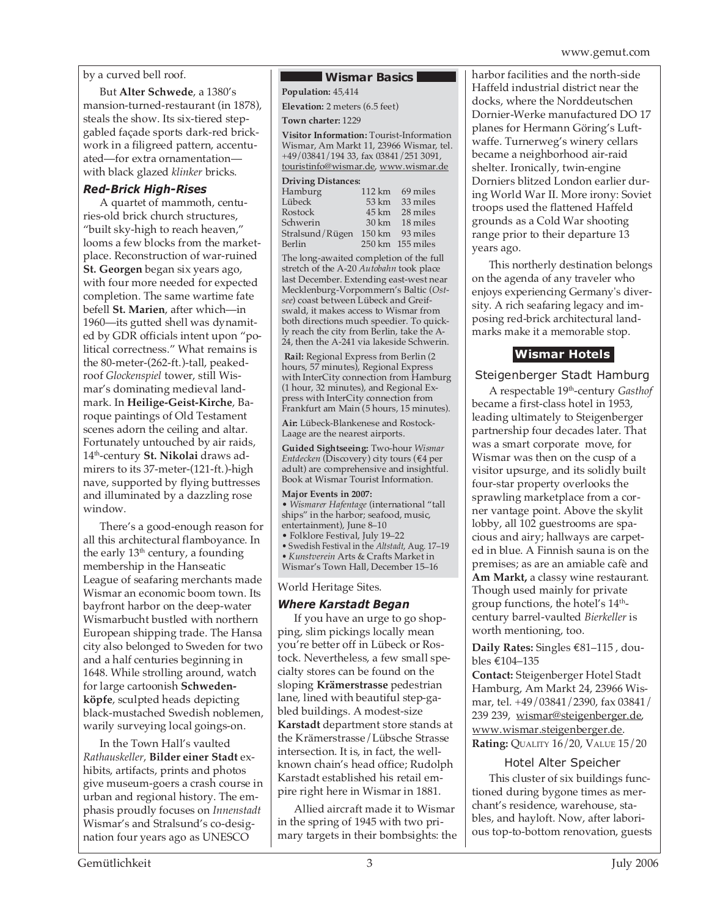by a curved bell roof.

But **Alter Schwede**, a 1380's mansion-turned-restaurant (in 1878), steals the show. Its six-tiered step-gabled façade sports dark-red brickwork in a filigreed pattern, accentuated—for extra ornamentation—with black glazed *klinker* bricks.

### *Red-Brick High-Rises*

A quartet of mammoth, centuries-old brick church structures, "built sky-high to reach heaven," looms a few blocks from the marketplace. Reconstruction of war-ruined **St. Georgen** began six years ago, with four more needed for expected completion. The same wartime fate befell **St. Marien**, after which—in 1960—its gutted shell was dynamited by GDR officials intent upon "political correctness." What remains is the 80-meter-(262-ft.)-tall, peaked-roof *Glockenspiel* tower, still Wismar's dominating medieval landmark. In **Heilige-Geist-Kirche**, Baroque paintings of Old Testament scenes adorn the ceiling and altar. Fortunately untouched by air raids, 14th-century **St. Nikolai** draws admirers to its 37-meter-(121-ft.)-high nave, supported by flying buttresses and illuminated by a dazzling rose window.

There's a good-enough reason for all this architectural flamboyance. In the early 13th century, a founding membership in the Hanseatic League of seafaring merchants made Wismar an economic boom town. Its bayfront harbor on the deep-water Wismarbucht bustled with northern European shipping trade. The Hansa city also belonged to Sweden for two and a half centuries beginning in 1648. While strolling around, watch for large cartoonish **Schwedenköpfe**, sculpted heads depicting black-mustached Swedish noblemen, warily surveying local goings-on.

In the Town Hall's vaulted *Rathauskeller*, **Bilder einer Stadt** exhibits, artifacts, prints and photos give museum-goers a crash course in urban and regional history. The emphasis proudly focuses on *Innenstadt* Wismar's and Stralsund's co-designation four years ago as UNESCO World Heritage Sites.

### *Where Karstadt Began*

If you have an urge to go shopping, slim pickings locally mean you're better off in Lübeck or Rostock. Nevertheless, a few small specialty stores can be found on the sloping **Krämerstrasse** pedestrian lane, lined with beautiful step-gabled buildings. A modest-size **Karstadt** department store stands at the Krämerstrasse/Lübsche Strasse intersection. It is, in fact, the well-known chain's head office; Rudolph Karstadt established his retail empire right here in Wismar in 1881.

Allied aircraft made it to Wismar in the spring of 1945 with two primary targets in their bombsights: the harbor facilities and the north-side Haffeld industrial district near the docks, where the Norddeutschen Dornier-Werke manufactured DO 17 planes for Hermann Göring's Luftwaffe. Turnerweg's winery cellars became a neighborhood air-raid shelter. Ironically, twin-engine Dorniers blitzed London earlier during World War II. More irony: Soviet troops used the flattened Haffeld grounds as a Cold War shooting range prior to their departure 13 years ago.

This northerly destination belongs on the agenda of any traveler who enjoys experiencing Germany's diversity. A rich seafaring legacy and imposing red-brick architectural landmarks make it a memorable stop.

## Wismar Basics

**Population:** 45,414

**Elevation:** 2 meters (6.5 feet)

**Town charter:** 1229

**Visitor Information:** Tourist-Information Wismar, Am Markt 11, 23966 Wismar, tel. +49/03841/194 33, fax 03841/251 3091, touristinfo@wismar.de, www.wismar.de

**Driving Distances:**

| | | |
|---|---|---|
| Hamburg | 112 km | 69 miles |
| Lübeck | 53 km | 33 miles |
| Rostock | 45 km | 28 miles |
| Schwerin | 30 km | 18 miles |
| Stralsund/Rügen | 150 km | 93 miles |
| Berlin | 250 km | 155 miles |

The long-awaited completion of the full stretch of the A-20 *Autobahn* took place last December. Extending east-west near Mecklenburg-Vorpommern's Baltic (*Ostsee*) coast between Lübeck and Greifswald, it makes access to Wismar from both directions much speedier. To quickly reach the city from Berlin, take the A-24, then the A-241 via lakeside Schwerin.

**Rail:** Regional Express from Berlin (2 hours, 57 minutes), Regional Express with InterCity connection from Hamburg (1 hour, 32 minutes), and Regional Express with InterCity connection from Frankfurt am Main (5 hours, 15 minutes).

**Air:** Lübeck-Blankenese and Rostock-Laage are the nearest airports.

**Guided Sightseeing:** Two-hour *Wismar Entdecken* (Discovery) city tours (€4 per adult) are comprehensive and insightful. Book at Wismar Tourist Information.

**Major Events in 2007:**

- *Wismarer Hafentage* (international "tall ships" in the harbor; seafood, music, entertainment), June 8–10
- Folklore Festival, July 19–22
- Swedish Festival in the *Altstadt*, Aug. 17–19
- *Kunstverein* Arts & Crafts Market in Wismar's Town Hall, December 15–16

## Wismar Hotels

### Steigenberger Stadt Hamburg

A respectable 19th-century *Gasthof* became a first-class hotel in 1953, leading ultimately to Steigenberger partnership four decades later. That was a smart corporate move, for Wismar was then on the cusp of a visitor upsurge, and its solidly built four-star property overlooks the sprawling marketplace from a corner vantage point. Above the skylit lobby, all 102 guestrooms are spacious and airy; hallways are carpeted in blue. A Finnish sauna is on the premises; as are an amiable cafè and **Am Markt,** a classy wine restaurant. Though used mainly for private group functions, the hotel's 14th-century barrel-vaulted *Bierkeller* is worth mentioning, too.

**Daily Rates:** Singles €81–115 , doubles €104–135

**Contact:** Steigenberger Hotel Stadt Hamburg, Am Markt 24, 23966 Wismar, tel. +49/03841/2390, fax 03841/239 239, wismar@steigenberger.de, www.wismar.steigenberger.de.

**Rating:** Quality 16/20, Value 15/20

### Hotel Alter Speicher

This cluster of six buildings functioned during bygone times as merchant's residence, warehouse, stables, and hayloft. Now, after laborious top-to-bottom renovation, guests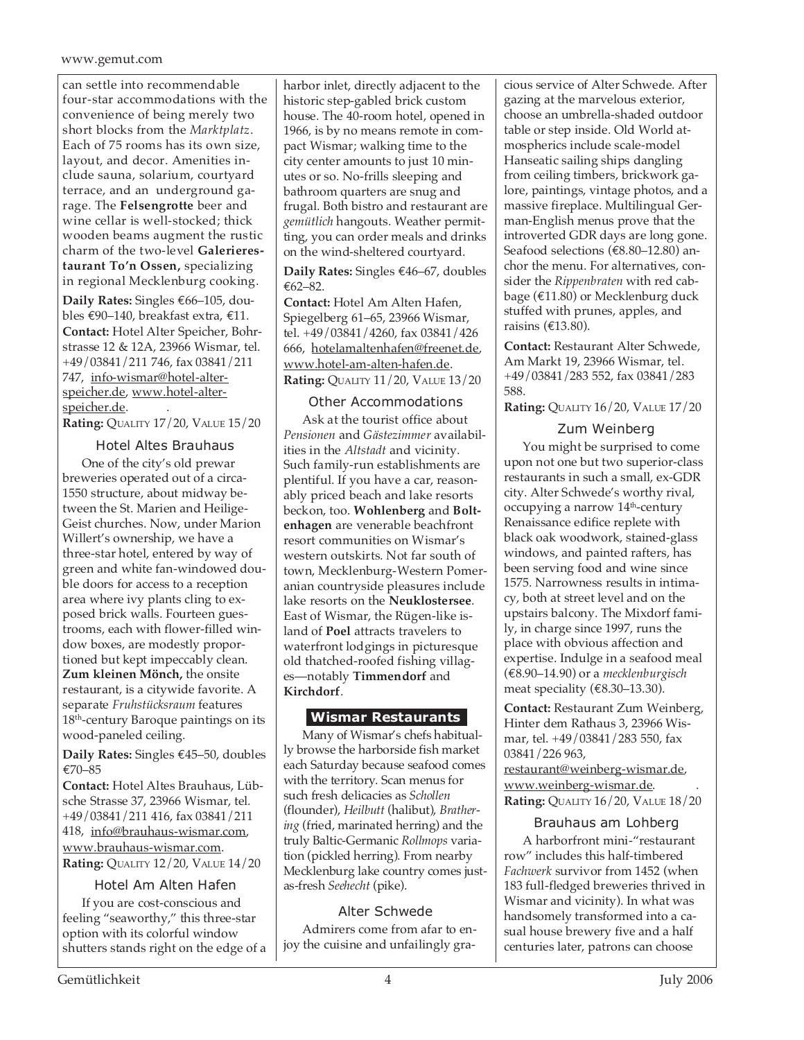can settle into recommendable four-star accommodations with the convenience of being merely two short blocks from the *Marktplatz*. Each of 75 rooms has its own size, layout, and decor. Amenities include sauna, solarium, courtyard terrace, and an underground garage. The **Felsengrotte** beer and wine cellar is well-stocked; thick wooden beams augment the rustic charm of the two-level **Galerierestaurant To'n Ossen,** specializing in regional Mecklenburg cooking.

**Daily Rates:** Singles €66–105, doubles €90–140, breakfast extra, €11.
**Contact:** Hotel Alter Speicher, Bohrstrasse 12 & 12A, 23966 Wismar, tel. +49/03841/211 746, fax 03841/211 747, info-wismar@hotel-alter-speicher.de, www.hotel-alter-speicher.de.
**Rating:** QUALITY 17/20, VALUE 15/20

### Hotel Altes Brauhaus

One of the city's old prewar breweries operated out of a circa-1550 structure, about midway between the St. Marien and Heilige-Geist churches. Now, under Marion Willert's ownership, we have a three-star hotel, entered by way of green and white fan-windowed double doors for access to a reception area where ivy plants cling to exposed brick walls. Fourteen guestrooms, each with flower-filled window boxes, are modestly proportioned but kept impeccably clean. **Zum kleinen Mönch,** the onsite restaurant, is a citywide favorite. A separate *Fruhstücksraum* features 18th-century Baroque paintings on its wood-paneled ceiling.

**Daily Rates:** Singles €45–50, doubles €70–85
**Contact:** Hotel Altes Brauhaus, Lübsche Strasse 37, 23966 Wismar, tel. +49/03841/211 416, fax 03841/211 418, info@brauhaus-wismar.com, www.brauhaus-wismar.com.
**Rating:** QUALITY 12/20, VALUE 14/20

### Hotel Am Alten Hafen

If you are cost-conscious and feeling "seaworthy," this three-star option with its colorful window shutters stands right on the edge of a harbor inlet, directly adjacent to the historic step-gabled brick custom house. The 40-room hotel, opened in 1966, is by no means remote in compact Wismar; walking time to the city center amounts to just 10 minutes or so. No-frills sleeping and bathroom quarters are snug and frugal. Both bistro and restaurant are *gemütlich* hangouts. Weather permitting, you can order meals and drinks on the wind-sheltered courtyard.

**Daily Rates:** Singles €46–67, doubles €62–82.
**Contact:** Hotel Am Alten Hafen, Spiegelberg 61–65, 23966 Wismar, tel. +49/03841/4260, fax 03841/426 666, hotelamaltenhafen@freenet.de, www.hotel-am-alten-hafen.de.
**Rating:** QUALITY 11/20, VALUE 13/20

### Other Accommodations

Ask at the tourist office about *Pensionen* and *Gästezimmer* availabilities in the *Altstadt* and vicinity. Such family-run establishments are plentiful. If you have a car, reasonably priced beach and lake resorts beckon, too. **Wohlenberg** and **Boltenhagen** are venerable beachfront resort communities on Wismar's western outskirts. Not far south of town, Mecklenburg-Western Pomeranian countryside pleasures include lake resorts on the **Neuklostersee**. East of Wismar, the Rügen-like island of **Poel** attracts travelers to waterfront lodgings in picturesque old thatched-roofed fishing villages—notably **Timmendorf** and **Kirchdorf**.

## Wismar Restaurants

Many of Wismar's chefs habitually browse the harborside fish market each Saturday because seafood comes with the territory. Scan menus for such fresh delicacies as *Schollen* (flounder), *Heilbutt* (halibut), *Brathering* (fried, marinated herring) and the truly Baltic-Germanic *Rollmops* variation (pickled herring). From nearby Mecklenburg lake country comes just-as-fresh *Seehecht* (pike).

### Alter Schwede

Admirers come from afar to enjoy the cuisine and unfailingly gracious service of Alter Schwede. After gazing at the marvelous exterior, choose an umbrella-shaded outdoor table or step inside. Old World atmospherics include scale-model Hanseatic sailing ships dangling from ceiling timbers, brickwork galore, paintings, vintage photos, and a massive fireplace. Multilingual German-English menus prove that the introverted GDR days are long gone. Seafood selections (€8.80–12.80) anchor the menu. For alternatives, consider the *Rippenbraten* with red cabbage (€11.80) or Mecklenburg duck stuffed with prunes, apples, and raisins (€13.80).

**Contact:** Restaurant Alter Schwede, Am Markt 19, 23966 Wismar, tel. +49/03841/283 552, fax 03841/283 588.
**Rating:** QUALITY 16/20, VALUE 17/20

### Zum Weinberg

You might be surprised to come upon not one but two superior-class restaurants in such a small, ex-GDR city. Alter Schwede's worthy rival, occupying a narrow 14th-century Renaissance edifice replete with black oak woodwork, stained-glass windows, and painted rafters, has been serving food and wine since 1575. Narrowness results in intimacy, both at street level and on the upstairs balcony. The Mixdorf family, in charge since 1997, runs the place with obvious affection and expertise. Indulge in a seafood meal (€8.90–14.90) or a *mecklenburgisch* meat speciality (€8.30–13.30).

**Contact:** Restaurant Zum Weinberg, Hinter dem Rathaus 3, 23966 Wismar, tel. +49/03841/283 550, fax 03841/226 963, restaurant@weinberg-wismar.de, www.weinberg-wismar.de.
**Rating:** QUALITY 16/20, VALUE 18/20

### Brauhaus am Lohberg

A harborfront mini-"restaurant row" includes this half-timbered *Fachwerk* survivor from 1452 (when 183 full-fledged breweries thrived in Wismar and vicinity). In what was handsomely transformed into a casual house brewery five and a half centuries later, patrons can choose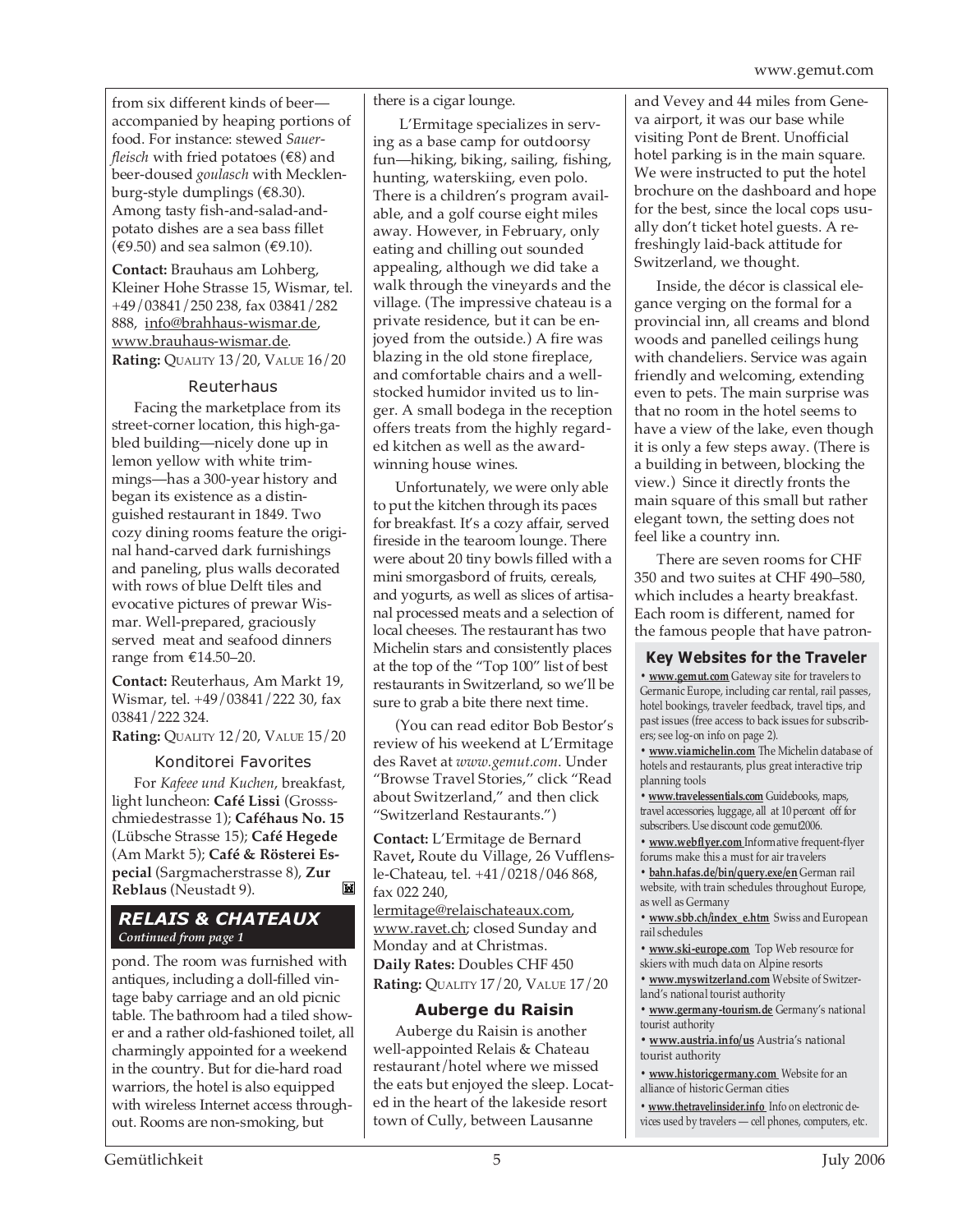from six different kinds of beer—accompanied by heaping portions of food. For instance: stewed *Sauerfleisch* with fried potatoes (€8) and beer-doused *goulasch* with Mecklenburg-style dumplings (€8.30). Among tasty fish-and-salad-and-potato dishes are a sea bass fillet (€9.50) and sea salmon (€9.10).

**Contact:** Brauhaus am Lohberg, Kleiner Hohe Strasse 15, Wismar, tel. +49/03841/250 238, fax 03841/282 888, info@brahhaus-wismar.de, www.brauhaus-wismar.de.
**Rating:** QUALITY 13/20, VALUE 16/20

### Reuterhaus

Facing the marketplace from its street-corner location, this high-gabled building—nicely done up in lemon yellow with white trimmings—has a 300-year history and began its existence as a distinguished restaurant in 1849. Two cozy dining rooms feature the original hand-carved dark furnishings and paneling, plus walls decorated with rows of blue Delft tiles and evocative pictures of prewar Wismar. Well-prepared, graciously served meat and seafood dinners range from €14.50–20.

**Contact:** Reuterhaus, Am Markt 19, Wismar, tel. +49/03841/222 30, fax 03841/222 324.
**Rating:** QUALITY 12/20, VALUE 15/20

### Konditorei Favorites

For *Kafeee und Kuchen*, breakfast, light luncheon: **Café Lissi** (Grossschmiedestrasse 1); **Caféhaus No. 15** (Lübsche Strasse 15); **Café Hegede** (Am Markt 5); **Café & Rösterei Especial** (Sargmacherstrasse 8), **Zur Reblaus** (Neustadt 9).

## RELAIS & CHATEAUX
*Continued from page 1*

pond. The room was furnished with antiques, including a doll-filled vintage baby carriage and an old picnic table. The bathroom had a tiled shower and a rather old-fashioned toilet, all charmingly appointed for a weekend in the country. But for die-hard road warriors, the hotel is also equipped with wireless Internet access throughout. Rooms are non-smoking, but there is a cigar lounge.

L'Ermitage specializes in serving as a base camp for outdoorsy fun—hiking, biking, sailing, fishing, hunting, waterskiing, even polo. There is a children's program available, and a golf course eight miles away. However, in February, only eating and chilling out sounded appealing, although we did take a walk through the vineyards and the village. (The impressive chateau is a private residence, but it can be enjoyed from the outside.) A fire was blazing in the old stone fireplace, and comfortable chairs and a well-stocked humidor invited us to linger. A small bodega in the reception offers treats from the highly regarded kitchen as well as the award-winning house wines.

Unfortunately, we were only able to put the kitchen through its paces for breakfast. It's a cozy affair, served fireside in the tearoom lounge. There were about 20 tiny bowls filled with a mini smorgasbord of fruits, cereals, and yogurts, as well as slices of artisanal processed meats and a selection of local cheeses. The restaurant has two Michelin stars and consistently places at the top of the "Top 100" list of best restaurants in Switzerland, so we'll be sure to grab a bite there next time.

(You can read editor Bob Bestor's review of his weekend at L'Ermitage des Ravet at *www.gemut.com*. Under "Browse Travel Stories," click "Read about Switzerland," and then click "Switzerland Restaurants.")

**Contact:** L'Ermitage de Bernard Ravet**,** Route du Village, 26 Vufflens-le-Chateau, tel. +41/0218/046 868, fax 022 240, lermitage@relaischateaux.com, www.ravet.ch; closed Sunday and Monday and at Christmas.
**Daily Rates:** Doubles CHF 450
**Rating:** QUALITY 17/20, VALUE 17/20

### Auberge du Raisin

Auberge du Raisin is another well-appointed Relais & Chateau restaurant/hotel where we missed the eats but enjoyed the sleep. Located in the heart of the lakeside resort town of Cully, between Lausanne and Vevey and 44 miles from Geneva airport, it was our base while visiting Pont de Brent. Unofficial hotel parking is in the main square. We were instructed to put the hotel brochure on the dashboard and hope for the best, since the local cops usually don't ticket hotel guests. A refreshingly laid-back attitude for Switzerland, we thought.

Inside, the décor is classical elegance verging on the formal for a provincial inn, all creams and blond woods and panelled ceilings hung with chandeliers. Service was again friendly and welcoming, extending even to pets. The main surprise was that no room in the hotel seems to have a view of the lake, even though it is only a few steps away. (There is a building in between, blocking the view.) Since it directly fronts the main square of this small but rather elegant town, the setting does not feel like a country inn.

There are seven rooms for CHF 350 and two suites at CHF 490–580, which includes a hearty breakfast. Each room is different, named for the famous people that have patron-

### Key Websites for the Traveler

- **www.gemut.com** Gateway site for travelers to Germanic Europe, including car rental, rail passes, hotel bookings, traveler feedback, travel tips, and past issues (free access to back issues for subscribers; see log-on info on page 2).
- **www.viamichelin.com** The Michelin database of hotels and restaurants, plus great interactive trip planning tools
- **www.travelessentials.com** Guidebooks, maps, travel accessories, luggage, all at 10 percent off for subscribers. Use discount code gemut2006.
- **www.webflyer.com** Informative frequent-flyer forums make this a must for air travelers
- **bahn.hafas.de/bin/query.exe/en** German rail website, with train schedules throughout Europe, as well as Germany
- **www.sbb.ch/index_e.htm** Swiss and European rail schedules
- **www.ski-europe.com** Top Web resource for skiers with much data on Alpine resorts
- **www.myswitzerland.com** Website of Switzerland's national tourist authority
- **www.germany-tourism.de** Germany's national tourist authority
- **www.austria.info/us** Austria's national tourist authority
- **www.historicgermany.com** Website for an alliance of historic German cities
- **www.thetravelinsider.info** Info on electronic devices used by travelers — cell phones, computers, etc.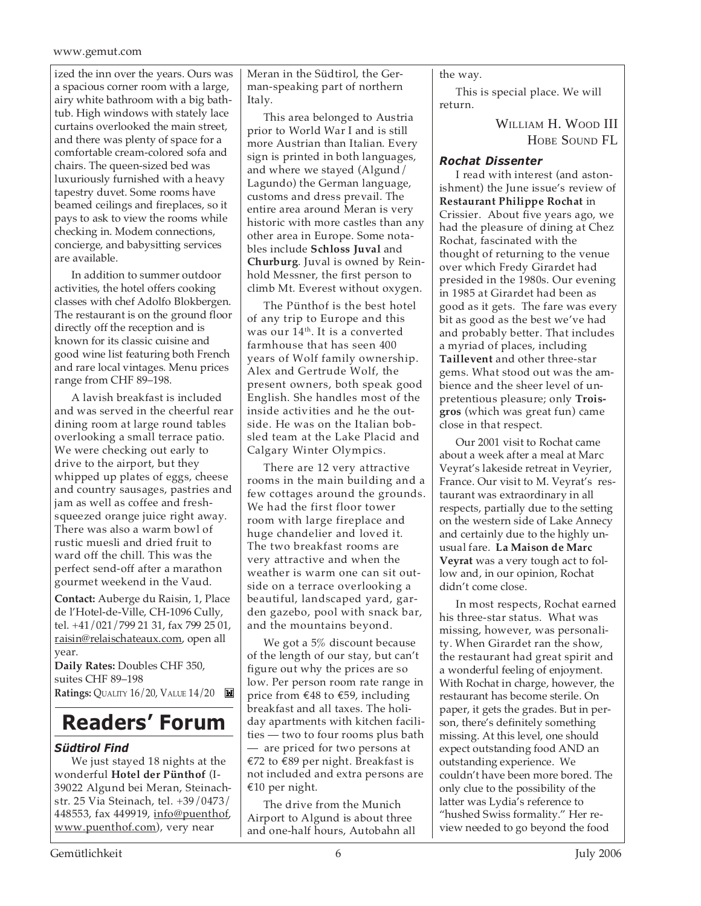ized the inn over the years. Ours was a spacious corner room with a large, airy white bathroom with a big bathtub. High windows with stately lace curtains overlooked the main street, and there was plenty of space for a comfortable cream-colored sofa and chairs. The queen-sized bed was luxuriously furnished with a heavy tapestry duvet. Some rooms have beamed ceilings and fireplaces, so it pays to ask to view the rooms while checking in. Modem connections, concierge, and babysitting services are available.

In addition to summer outdoor activities, the hotel offers cooking classes with chef Adolfo Blokbergen. The restaurant is on the ground floor directly off the reception and is known for its classic cuisine and good wine list featuring both French and rare local vintages. Menu prices range from CHF 89–198.

A lavish breakfast is included and was served in the cheerful rear dining room at large round tables overlooking a small terrace patio. We were checking out early to drive to the airport, but they whipped up plates of eggs, cheese and country sausages, pastries and jam as well as coffee and fresh-squeezed orange juice right away. There was also a warm bowl of rustic muesli and dried fruit to ward off the chill. This was the perfect send-off after a marathon gourmet weekend in the Vaud.

**Contact:** Auberge du Raisin, 1, Place de l'Hotel-de-Ville, CH-1096 Cully, tel. +41/021/799 21 31, fax 799 25 01, raisin@relaischateaux.com, open all year.

**Daily Rates:** Doubles CHF 350, suites CHF 89–198

**Ratings:** QUALITY 16/20, VALUE 14/20

# Readers' Forum

### *Südtirol Find*

We just stayed 18 nights at the wonderful **Hotel der Pünthof** (I-39022 Algund bei Meran, Steinachstr. 25 Via Steinach, tel. +39/0473/448553, fax 449919, info@puenthof, www.puenthof.com), very near Meran in the Südtirol, the German-speaking part of northern Italy.

This area belonged to Austria prior to World War I and is still more Austrian than Italian. Every sign is printed in both languages, and where we stayed (Algund/Lagundo) the German language, customs and dress prevail. The entire area around Meran is very historic with more castles than any other area in Europe. Some notables include **Schloss Juval** and **Churburg**. Juval is owned by Reinhold Messner, the first person to climb Mt. Everest without oxygen.

The Pünthof is the best hotel of any trip to Europe and this was our 14th. It is a converted farmhouse that has seen 400 years of Wolf family ownership. Alex and Gertrude Wolf, the present owners, both speak good English. She handles most of the inside activities and he the outside. He was on the Italian bobsled team at the Lake Placid and Calgary Winter Olympics.

There are 12 very attractive rooms in the main building and a few cottages around the grounds. We had the first floor tower room with large fireplace and huge chandelier and loved it. The two breakfast rooms are very attractive and when the weather is warm one can sit outside on a terrace overlooking a beautiful, landscaped yard, garden gazebo, pool with snack bar, and the mountains beyond.

We got a 5% discount because of the length of our stay, but can't figure out why the prices are so low. Per person room rate range in price from €48 to €59, including breakfast and all taxes. The holiday apartments with kitchen facilities — two to four rooms plus bath — are priced for two persons at €72 to €89 per night. Breakfast is not included and extra persons are €10 per night.

The drive from the Munich Airport to Algund is about three and one-half hours, Autobahn all the way.

This is special place. We will return.

WILLIAM H. WOOD III
HOBE SOUND FL

### *Rochat Dissenter*

I read with interest (and astonishment) the June issue's review of **Restaurant Philippe Rochat** in Crissier. About five years ago, we had the pleasure of dining at Chez Rochat, fascinated with the thought of returning to the venue over which Fredy Girardet had presided in the 1980s. Our evening in 1985 at Girardet had been as good as it gets. The fare was every bit as good as the best we've had and probably better. That includes a myriad of places, including **Taillevent** and other three-star gems. What stood out was the ambience and the sheer level of unpretentious pleasure; only **Troisgros** (which was great fun) came close in that respect.

Our 2001 visit to Rochat came about a week after a meal at Marc Veyrat's lakeside retreat in Veyrier, France. Our visit to M. Veyrat's restaurant was extraordinary in all respects, partially due to the setting on the western side of Lake Annecy and certainly due to the highly unusual fare. **La Maison de Marc Veyrat** was a very tough act to follow and, in our opinion, Rochat didn't come close.

In most respects, Rochat earned his three-star status. What was missing, however, was personality. When Girardet ran the show, the restaurant had great spirit and a wonderful feeling of enjoyment. With Rochat in charge, however, the restaurant has become sterile. On paper, it gets the grades. But in person, there's definitely something missing. At this level, one should expect outstanding food AND an outstanding experience. We couldn't have been more bored. The only clue to the possibility of the latter was Lydia's reference to "hushed Swiss formality." Her review needed to go beyond the food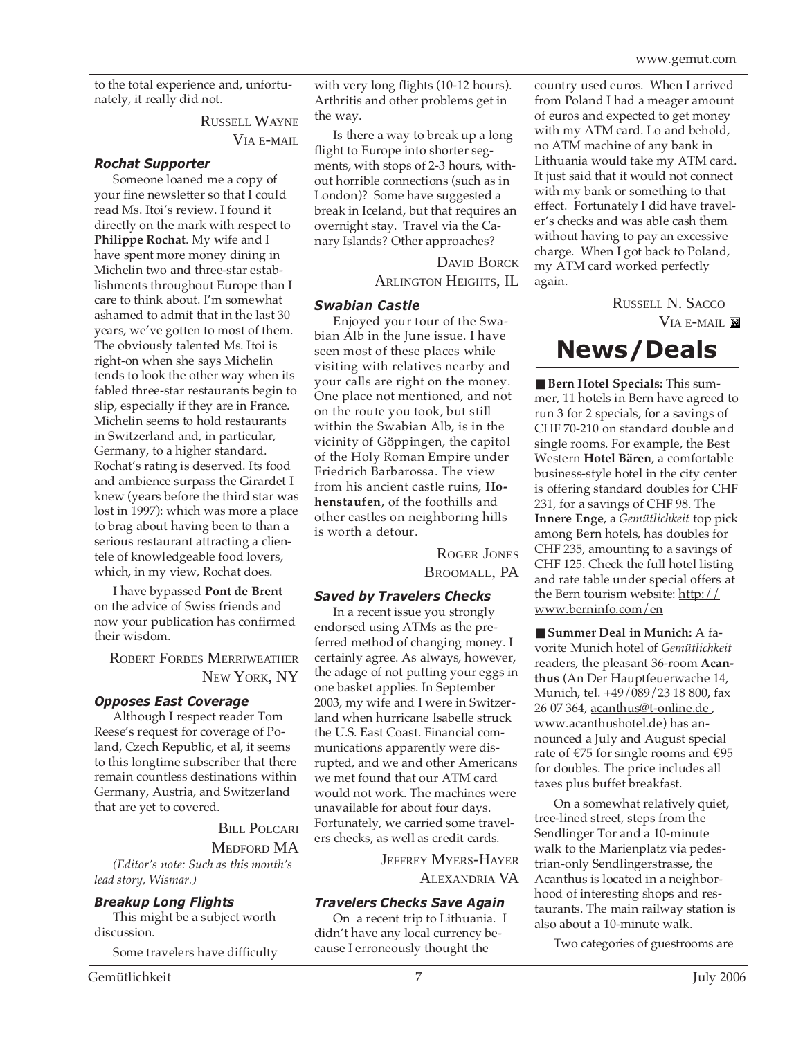to the total experience and, unfortunately, it really did not.

RUSSELL WAYNE
VIA E-MAIL

### *Rochat Supporter*

Someone loaned me a copy of your fine newsletter so that I could read Ms. Itoi's review. I found it directly on the mark with respect to **Philippe Rochat**. My wife and I have spent more money dining in Michelin two and three-star establishments throughout Europe than I care to think about. I'm somewhat ashamed to admit that in the last 30 years, we've gotten to most of them. The obviously talented Ms. Itoi is right-on when she says Michelin tends to look the other way when its fabled three-star restaurants begin to slip, especially if they are in France. Michelin seems to hold restaurants in Switzerland and, in particular, Germany, to a higher standard. Rochat's rating is deserved. Its food and ambience surpass the Girardet I knew (years before the third star was lost in 1997): which was more a place to brag about having been to than a serious restaurant attracting a clientele of knowledgeable food lovers, which, in my view, Rochat does.

I have bypassed **Pont de Brent** on the advice of Swiss friends and now your publication has confirmed their wisdom.

ROBERT FORBES MERRIWEATHER
NEW YORK, NY

### *Opposes East Coverage*

Although I respect reader Tom Reese's request for coverage of Poland, Czech Republic, et al, it seems to this longtime subscriber that there remain countless destinations within Germany, Austria, and Switzerland that are yet to covered.

BILL POLCARI
MEDFORD MA

*(Editor's note: Such as this month's lead story, Wismar.)*

### *Breakup Long Flights*

This might be a subject worth discussion.

Some travelers have difficulty with very long flights (10-12 hours). Arthritis and other problems get in the way.

Is there a way to break up a long flight to Europe into shorter segments, with stops of 2-3 hours, without horrible connections (such as in London)? Some have suggested a break in Iceland, but that requires an overnight stay. Travel via the Canary Islands? Other approaches?

DAVID BORCK
ARLINGTON HEIGHTS, IL

### *Swabian Castle*

Enjoyed your tour of the Swabian Alb in the June issue. I have seen most of these places while visiting with relatives nearby and your calls are right on the money. One place not mentioned, and not on the route you took, but still within the Swabian Alb, is in the vicinity of Göppingen, the capitol of the Holy Roman Empire under Friedrich Barbarossa. The view from his ancient castle ruins, **Hohenstaufen**, of the foothills and other castles on neighboring hills is worth a detour.

ROGER JONES
BROOMALL, PA

### *Saved by Travelers Checks*

In a recent issue you strongly endorsed using ATMs as the preferred method of changing money. I certainly agree. As always, however, the adage of not putting your eggs in one basket applies. In September 2003, my wife and I were in Switzerland when hurricane Isabelle struck the U.S. East Coast. Financial communications apparently were disrupted, and we and other Americans we met found that our ATM card would not work. The machines were unavailable for about four days. Fortunately, we carried some travelers checks, as well as credit cards.

JEFFREY MYERS-HAYER
ALEXANDRIA VA

### *Travelers Checks Save Again*

On a recent trip to Lithuania. I didn't have any local currency because I erroneously thought the country used euros. When I arrived from Poland I had a meager amount of euros and expected to get money with my ATM card. Lo and behold, no ATM machine of any bank in Lithuania would take my ATM card. It just said that it would not connect with my bank or something to that effect. Fortunately I did have traveler's checks and was able cash them without having to pay an excessive charge. When I got back to Poland, my ATM card worked perfectly again.

RUSSELL N. SACCO
VIA E-MAIL

# News/Deals

■ **Bern Hotel Specials:** This summer, 11 hotels in Bern have agreed to run 3 for 2 specials, for a savings of CHF 70-210 on standard double and single rooms. For example, the Best Western **Hotel Bären**, a comfortable business-style hotel in the city center is offering standard doubles for CHF 231, for a savings of CHF 98. The **Innere Enge**, a *Gemütlichkeit* top pick among Bern hotels, has doubles for CHF 235, amounting to a savings of CHF 125. Check the full hotel listing and rate table under special offers at the Bern tourism website: http://www.berninfo.com/en

■ **Summer Deal in Munich:** A favorite Munich hotel of *Gemütlichkeit* readers, the pleasant 36-room **Acanthus** (An Der Hauptfeuerwache 14, Munich, tel. +49/089/23 18 800, fax 26 07 364, acanthus@t-online.de, www.acanthushotel.de) has announced a July and August special rate of €75 for single rooms and €95 for doubles. The price includes all taxes plus buffet breakfast.

On a somewhat relatively quiet, tree-lined street, steps from the Sendlinger Tor and a 10-minute walk to the Marienplatz via pedestrian-only Sendlingerstrasse, the Acanthus is located in a neighborhood of interesting shops and restaurants. The main railway station is also about a 10-minute walk.

Two categories of guestrooms are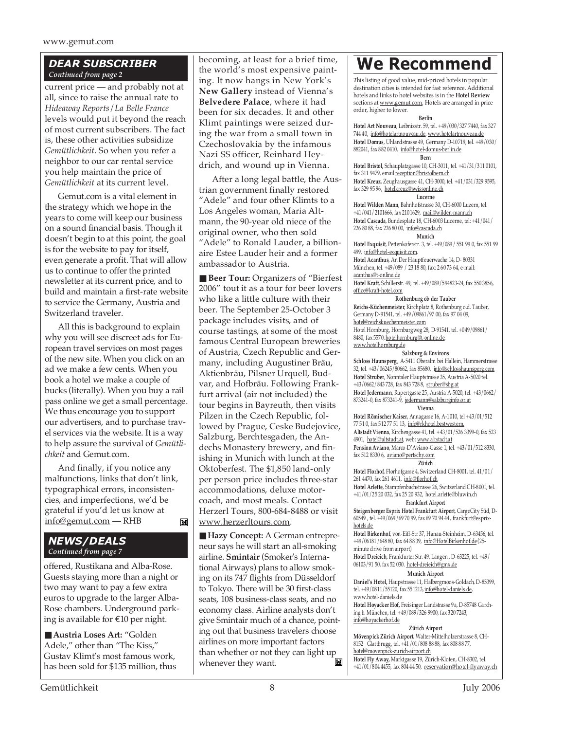## DEAR SUBSCRIBER

*Continued from page 2*

current price — and probably not at all, since to raise the annual rate to *Hideaway Reports/La Belle France* levels would put it beyond the reach of most current subscribers. The fact is, these other activities subsidize *Gemütlichkeit*. So when you refer a neighbor to our car rental service you help maintain the price of *Gemütlichkeit* at its current level.

Gemut.com is a vital element in the strategy which we hope in the years to come will keep our business on a sound financial basis. Though it doesn't begin to at this point, the goal is for the website to pay for itself, even generate a profit. That will allow us to continue to offer the printed newsletter at its current price, and to build and maintain a first-rate website to service the Germany, Austria and Switzerland traveler.

All this is background to explain why you will see discreet ads for European travel services on most pages of the new site. When you click on an ad we make a few cents. When you book a hotel we make a couple of bucks (literally). When you buy a rail pass online we get a small percentage. We thus encourage you to support our advertisers, and to purchase travel services via the website. It is a way to help assure the survival of *Gemütlichkeit* and Gemut.com.

And finally, if you notice any malfunctions, links that don't link, typographical errors, inconsistencies, and imperfections, we'd be grateful if you'd let us know at info@gemut.com — RHB

## NEWS/DEALS

*Continued from page 7*

offered, Rustikana and Alba-Rose. Guests staying more than a night or two may want to pay a few extra euros to upgrade to the larger Alba-Rose chambers. Underground parking is available for €10 per night.

■ **Austria Loses Art:** "Golden Adele," other than "The Kiss," Gustav Klimt's most famous work, has been sold for $135 million, thus becoming, at least for a brief time, the world's most expensive painting. It now hangs in New York's **New Gallery** instead of Vienna's **Belvedere Palace**, where it had been for six decades. It and other Klimt paintings were seized during the war from a small town in Czechoslovakia by the infamous Nazi SS officer, Reinhard Heydrich, and wound up in Vienna.

After a long legal battle, the Austrian government finally restored "Adele" and four other Klimts to a Los Angeles woman, Maria Altmann, the 90-year old niece of the original owner, who then sold "Adele" to Ronald Lauder, a billionaire Estee Lauder heir and a former ambassador to Austria.

■ **Beer Tour:** Organizers of "Bierfest 2006" tout it as a tour for beer lovers who like a little culture with their beer. The September 25-October 3 package includes visits, and of course tastings, at some of the most famous Central European breweries of Austria, Czech Republic and Germany, including Augustiner Bräu, Aktienbräu, Pilsner Urquell, Budvar, and Hofbräu. Following Frankfurt arrival (air not included) the tour begins in Bayreuth, then visits Pilzen in the Czech Republic, followed by Prague, Ceske Budejovice, Salzburg, Berchtesgaden, the Andechs Monastery brewery, and finishing in Munich with lunch at the Oktoberfest. The $1,850 land-only per person price includes three-star accommodations, deluxe motorcoach, and most meals. Contact Herzerl Tours, 800-684-8488 or visit www.herzerltours.com.

■ **Hazy Concept:** A German entrepreneur says he will start an all-smoking airline. **Smintair** (Smoker's International Airways) plans to allow smoking on its 747 flights from Düsseldorf to Tokyo. There will be 30 first-class seats, 108 business-class seats, and no economy class. Airline analysts don't give Smintair much of a chance, pointing out that business travelers choose airlines on more important factors than whether or not they can light up whenever they want.

# We Recommend

This listing of good value, mid-priced hotels in popular destination cities is intended for fast reference. Additional hotels and links to hotel websites is in the **Hotel Review** sections at www.gemut.com. Hotels are arranged in price order, higher to lower.

**Berlin**

**Hotel Art Nouveau**, Leibnizstr. 59, tel. +49/030/327 7440, fax 327 744 40, info@hotelartnouveau.de, www.hotelartnouveau.de

**Hotel Domus**, Uhlandstrasse 49, Germany D-10719, tel. +49/030/882041, fax 882 0410, info@hotel-domus-berlin.de

**Bern**

**Hotel Bristol**, Schauplatzgasse 10, CH-3011, tel. +41/31/311 0101, fax 311 9479, email reception@bristolbern.ch

**Hotel Kreuz**, Zeughausgasse 41, CH-3000, tel. +41/031/329 9595, fax 329 95 96, hotelkreuz@swissonline.ch

**Lucerne**

**Hotel Wilden Mann**, Bahnhofstrasse 30, CH-6000 Luzern, tel. +41/041/2101666, fax 2101629, mail@wilden-mann.ch

**Hotel Cascada**, Bundesplatz 18, CH-6003 Lucerne, tel: +41/041/226 80 88, fax 226 80 00, info@cascada.ch

**Munich**

**Hotel Exquisit**, Pettenkoferstr. 3, tel. +49/089 / 551 99 0, fax 551 99 499, info@hotel-exquisit.com.

**Hotel Acanthus**, An Der Hauptfeuerwache 14, D- 80331 München, tel. +49/089 / 23 18 80, fax: 2 60 73 64, e-mail: acanthus@t-online.de

**Hotel Kraft**, Schillerstr. 49, tel. +49/089/594823-24, fax 550 3856, office@kraft-hotel.com

**Rothenburg ob der Tauber**

**Reichs-Küchenmeister**, Kirchplatz 8, Rothenburg o.d. Tauber, Germany D-91541, tel. +49/09861/97 00, fax 97 04 09, hotel@reichskuechenmeister.com

Hotel Hornburg, Hornburgweg 28, D-91541, tel. +049/09861/8480, fax 5570, hotelhornburg@t-online.de, www.hotelhornburg.de

**Salzburg & Environs**

**Schloss Haunsperg**, A-5411 Oberalm bei Hallein, Hammerstrasse 32, tel. +43/06245/80662, fax 85680, info@schlosshaunsperg.com

**Hotel Struber**, Nonntaler Hauptstrasse 35, Austria A-5020 tel. +43/0662/843 728, fax 843 728 8, struber@sbg.at

**Hotel Jedermann**, Rupertgasse 25, Austria A-5020, tel. +43/0662/873241-0, fax 873241-9, jedermann@salzburginfo.or.at

**Vienna**

**Hotel Römischer Kaiser**, Annagasse 16, A-1010, tel +43/01/512 77 51 0, fax 512 77 51 13, info@rkhotel.bestwestern.

**Altstadt Vienna**, Kirchengasse 41, tel. +43/01/526 3399-0, fax 523 4901, hotel@altstadt.at, web: www.altstadt.at

**Pension Aviano**, Marco-D'Aviano-Gasse 1, tel. +43/01/512 8330, fax 512 8330 6, aviano@pertschy.com

**Zürich**

**Hotel Florhof**, Florhofgasse 4, Switzerland CH-8001, tel. 41/01/261 4470, fax 261 4611, info@florhof.ch

**Hotel Arlette**, Stampfenbachstrasse 26, Switzerland CH-8001, tel. +41/01/25 20 032, fax 25 20 932, hotel.arlette@bluwin.ch

**Frankfurt Airport**

**Steigenberger Esprix Hotel Frankfurt Airport**, CargoCity Süd, D-60549 , tel. +49/069/69 70 99, fax 69 70 94 44, frankfurt@esprix-hotels.de

**Hotel Birkenhof**, von-Eiff-Str 37, Hanau-Steinheim, D-63456, tel. +49/06181/648 80, fax 64 88 39, info@HotelBirkenhof.de (25-minute drive from airport)

**Hotel Dreieich**, Frankfurter Str. 49, Langen , D-63225, tel. +49/06103/91 50, fax 52 030. hotel-dreieich@gmx.de

**Munich Airport**

**Daniel's Hotel**, Haupstrasse 11, Halbergmoos-Goldach, D-85399, tel. +49/0811/55120, fax 551213, info@hotel-daniels.de, www.hotel-daniels.de

**Hotel Hoyacker Hof**, Freisinger Landstrasse 9a, D-85748 Garching b. München, tel. +49/089/326 9900, fax 320 7243, info@hoyackerhof.de

**Zürich Airport**

**Mövenpick Zürich Airport**, Walter-Mittelholzerstrasse 8, CH-8152 Glattbrugg, tel. +41/01/808 88 88, fax 808 88 77, hotel@movenpick-zurich-airport.ch

**Hotel Fly Away**, Marktgasse 19, Zürich-Kloten, CH-8302, tel. +41/01/804 4455, fax 804 44 50, reservation@hotel-flyaway.ch